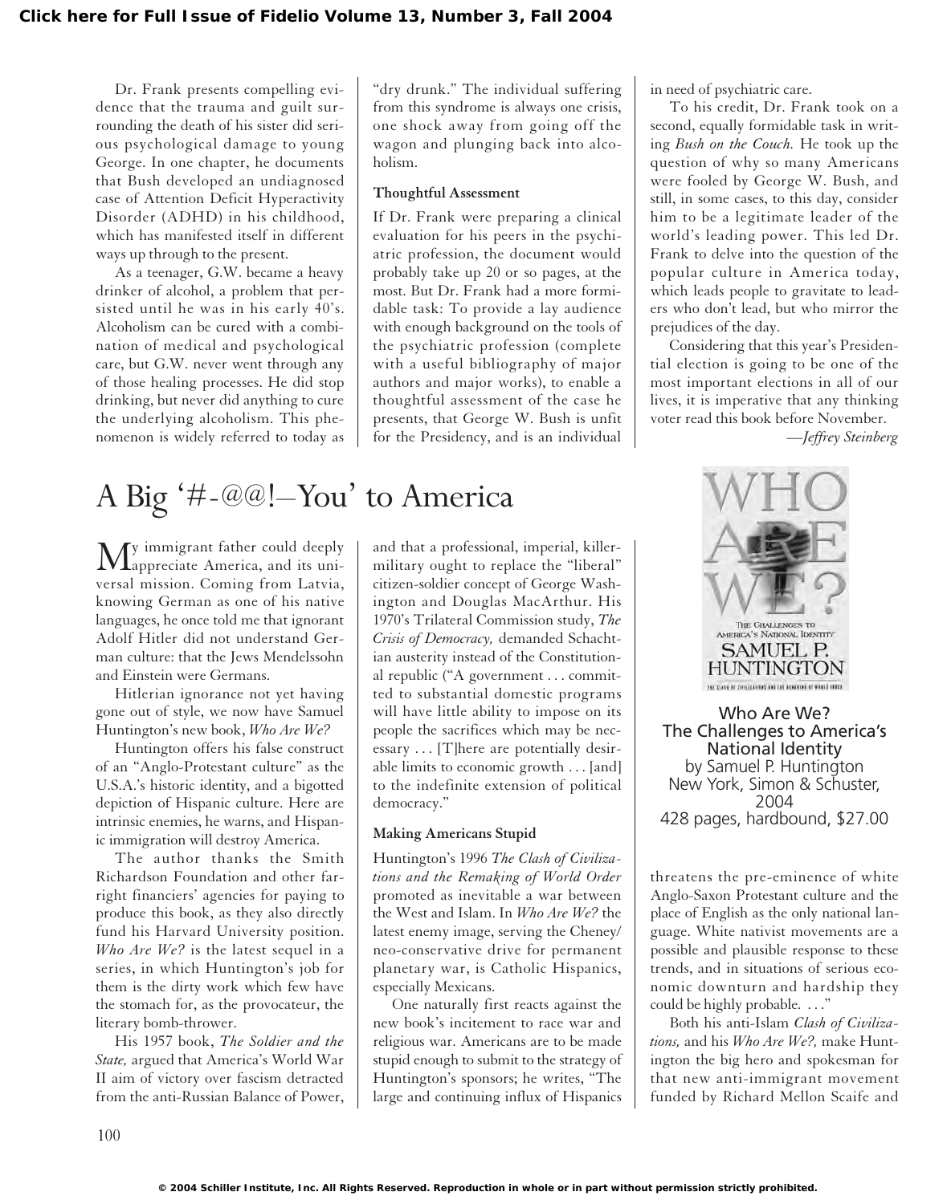Dr. Frank presents compelling evidence that the trauma and guilt surrounding the death of his sister did serious psychological damage to young George. In one chapter, he documents that Bush developed an undiagnosed case of Attention Deficit Hyperactivity Disorder (ADHD) in his childhood, which has manifested itself in different ways up through to the present.

As a teenager, G.W. became a heavy drinker of alcohol, a problem that persisted until he was in his early 40's. Alcoholism can be cured with a combination of medical and psychological care, but G.W. never went through any of those healing processes. He did stop drinking, but never did anything to cure the underlying alcoholism. This phenomenon is widely referred to today as "dry drunk." The individual suffering from this syndrome is always one crisis, one shock away from going off the wagon and plunging back into alcoholism.

**Thoughtful Assessment**

If Dr. Frank were preparing a clinical evaluation for his peers in the psychiatric profession, the document would probably take up 20 or so pages, at the most. But Dr. Frank had a more formidable task: To provide a lay audience with enough background on the tools of the psychiatric profession (complete with a useful bibliography of major authors and major works), to enable a thoughtful assessment of the case he presents, that George W. Bush is unfit for the Presidency, and is an individual in need of psychiatric care.

To his credit, Dr. Frank took on a second, equally formidable task in writing *Bush on the Couch.* He took up the question of why so many Americans were fooled by George W. Bush, and still, in some cases, to this day, consider him to be a legitimate leader of the world's leading power. This led Dr. Frank to delve into the question of the popular culture in America today, which leads people to gravitate to leaders who don't lead, but who mirror the prejudices of the day.

Considering that this year's Presidential election is going to be one of the most important elections in all of our lives, it is imperative that any thinking voter read this book before November.

*—Jeffrey Steinberg*

# A Big '#-@@!—You' to America

Who Are We?
The Challenges to America's National Identity
by Samuel P. Huntington
New York, Simon & Schuster, 2004
428 pages, hardbound, $27.00

My immigrant father could deeply appreciate America, and its universal mission. Coming from Latvia, knowing German as one of his native languages, he once told me that ignorant Adolf Hitler did not understand German culture: that the Jews Mendelssohn and Einstein were Germans.

Hitlerian ignorance not yet having gone out of style, we now have Samuel Huntington's new book, *Who Are We?*

Huntington offers his false construct of an "Anglo-Protestant culture" as the U.S.A.'s historic identity, and a bigotted depiction of Hispanic culture. Here are intrinsic enemies, he warns, and Hispanic immigration will destroy America.

The author thanks the Smith Richardson Foundation and other far-right financiers' agencies for paying to produce this book, as they also directly fund his Harvard University position. *Who Are We?* is the latest sequel in a series, in which Huntington's job for them is the dirty work which few have the stomach for, as the provocateur, the literary bomb-thrower.

His 1957 book, *The Soldier and the State,* argued that America's World War II aim of victory over fascism detracted from the anti-Russian Balance of Power, and that a professional, imperial, killer-military ought to replace the "liberal" citizen-soldier concept of George Washington and Douglas MacArthur. His 1970's Trilateral Commission study, *The Crisis of Democracy,* demanded Schachtian austerity instead of the Constitutional republic ("A government . . . committed to substantial domestic programs will have little ability to impose on its people the sacrifices which may be necessary . . . [T]here are potentially desirable limits to economic growth . . . [and] to the indefinite extension of political democracy."

**Making Americans Stupid**

Huntington's 1996 *The Clash of Civilizations and the Remaking of World Order* promoted as inevitable a war between the West and Islam. In *Who Are We?* the latest enemy image, serving the Cheney/neo-conservative drive for permanent planetary war, is Catholic Hispanics, especially Mexicans.

One naturally first reacts against the new book's incitement to race war and religious war. Americans are to be made stupid enough to submit to the strategy of Huntington's sponsors; he writes, "The large and continuing influx of Hispanics threatens the pre-eminence of white Anglo-Saxon Protestant culture and the place of English as the only national language. White nativist movements are a possible and plausible response to these trends, and in situations of serious economic downturn and hardship they could be highly probable. . . ."

Both his anti-Islam *Clash of Civilizations,* and his *Who Are We?,* make Huntington the big hero and spokesman for that new anti-immigrant movement funded by Richard Mellon Scaife and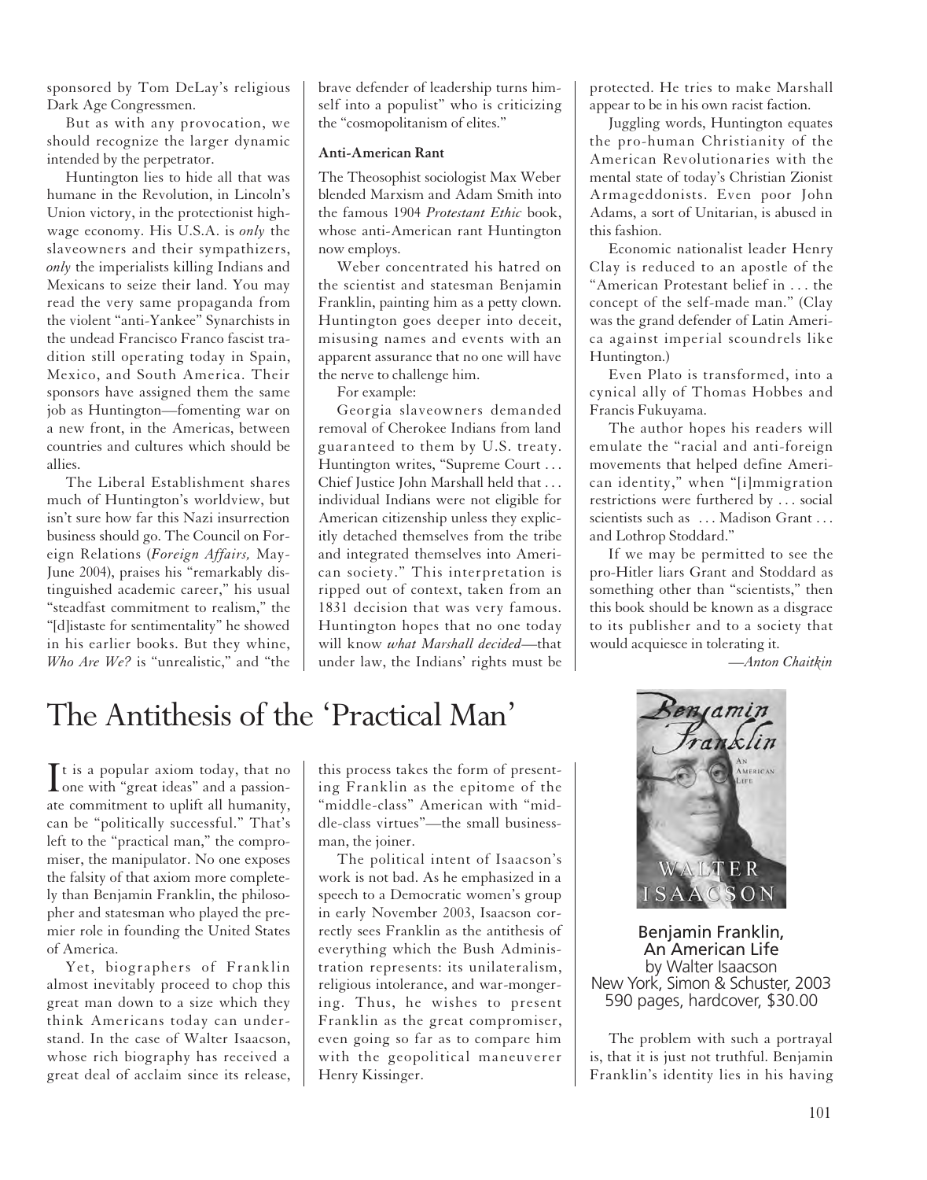sponsored by Tom DeLay's religious Dark Age Congressmen.

But as with any provocation, we should recognize the larger dynamic intended by the perpetrator.

Huntington lies to hide all that was humane in the Revolution, in Lincoln's Union victory, in the protectionist high-wage economy. His U.S.A. is *only* the slaveowners and their sympathizers, *only* the imperialists killing Indians and Mexicans to seize their land. You may read the very same propaganda from the violent "anti-Yankee" Synarchists in the undead Francisco Franco fascist tradition still operating today in Spain, Mexico, and South America. Their sponsors have assigned them the same job as Huntington—fomenting war on a new front, in the Americas, between countries and cultures which should be allies.

The Liberal Establishment shares much of Huntington's worldview, but isn't sure how far this Nazi insurrection business should go. The Council on Foreign Relations (*Foreign Affairs,* May-June 2004), praises his "remarkably distinguished academic career," his usual "steadfast commitment to realism," the "[d]istaste for sentimentality" he showed in his earlier books. But they whine, *Who Are We?* is "unrealistic," and "the brave defender of leadership turns himself into a populist" who is criticizing the "cosmopolitanism of elites."

**Anti-American Rant**

The Theosophist sociologist Max Weber blended Marxism and Adam Smith into the famous 1904 *Protestant Ethic* book, whose anti-American rant Huntington now employs.

Weber concentrated his hatred on the scientist and statesman Benjamin Franklin, painting him as a petty clown. Huntington goes deeper into deceit, misusing names and events with an apparent assurance that no one will have the nerve to challenge him.

For example:

Georgia slaveowners demanded removal of Cherokee Indians from land guaranteed to them by U.S. treaty. Huntington writes, "Supreme Court . . . Chief Justice John Marshall held that . . . individual Indians were not eligible for American citizenship unless they explicitly detached themselves from the tribe and integrated themselves into American society." This interpretation is ripped out of context, taken from an 1831 decision that was very famous. Huntington hopes that no one today will know *what Marshall decided*—that under law, the Indians' rights must be protected. He tries to make Marshall appear to be in his own racist faction.

Juggling words, Huntington equates the pro-human Christianity of the American Revolutionaries with the mental state of today's Christian Zionist Armageddonists. Even poor John Adams, a sort of Unitarian, is abused in this fashion.

Economic nationalist leader Henry Clay is reduced to an apostle of the "American Protestant belief in . . . the concept of the self-made man." (Clay was the grand defender of Latin America against imperial scoundrels like Huntington.)

Even Plato is transformed, into a cynical ally of Thomas Hobbes and Francis Fukuyama.

The author hopes his readers will emulate the "racial and anti-foreign movements that helped define American identity," when "[i]mmigration restrictions were furthered by . . . social scientists such as . . . Madison Grant . . . and Lothrop Stoddard."

If we may be permitted to see the pro-Hitler liars Grant and Stoddard as something other than "scientists," then this book should be known as a disgrace to its publisher and to a society that would acquiesce in tolerating it.

*—Anton Chaitkin*

# The Antithesis of the 'Practical Man'

It is a popular axiom today, that no one with "great ideas" and a passionate commitment to uplift all humanity, can be "politically successful." That's left to the "practical man," the compromiser, the manipulator. No one exposes the falsity of that axiom more completely than Benjamin Franklin, the philosopher and statesman who played the premier role in founding the United States of America.

Yet, biographers of Franklin almost inevitably proceed to chop this great man down to a size which they think Americans today can understand. In the case of Walter Isaacson, whose rich biography has received a great deal of acclaim since its release, this process takes the form of presenting Franklin as the epitome of the "middle-class" American with "middle-class virtues"—the small businessman, the joiner.

The political intent of Isaacson's work is not bad. As he emphasized in a speech to a Democratic women's group in early November 2003, Isaacson correctly sees Franklin as the antithesis of everything which the Bush Administration represents: its unilateralism, religious intolerance, and war-mongering. Thus, he wishes to present Franklin as the great compromiser, even going so far as to compare him with the geopolitical maneuverer Henry Kissinger.

Benjamin Franklin, An American Life
by Walter Isaacson
New York, Simon & Schuster, 2003
590 pages, hardcover, $30.00

The problem with such a portrayal is, that it is just not truthful. Benjamin Franklin's identity lies in his having